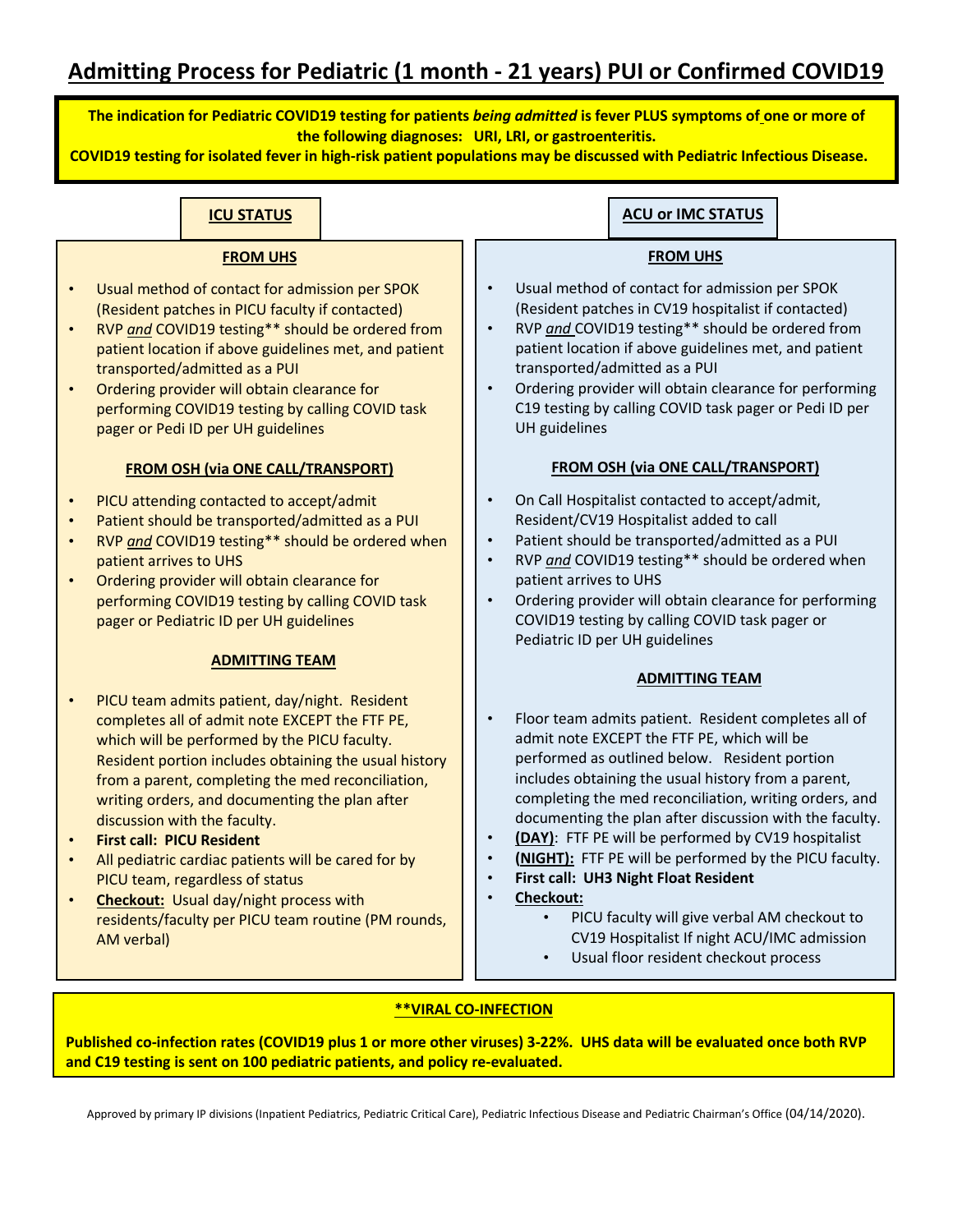# Admitting Process for Pediatric (1 month - 21 years) PUI or Confirmed COVID19

**The indication for Pediatric COVID19 testing for patients *being admitted* is fever PLUS symptoms of one or more of the following diagnoses: URI, LRI, or gastroenteritis.**

**COVID19 testing for isolated fever in high-risk patient populations may be discussed with Pediatric Infectious Disease.**

## ICU STATUS

### FROM UHS

- Usual method of contact for admission per SPOK (Resident patches in PICU faculty if contacted)
- RVP ***and*** COVID19 testing** should be ordered from patient location if above guidelines met, and patient transported/admitted as a PUI
- Ordering provider will obtain clearance for performing COVID19 testing by calling COVID task pager or Pedi ID per UH guidelines

### FROM OSH (via ONE CALL/TRANSPORT)

- PICU attending contacted to accept/admit
- Patient should be transported/admitted as a PUI
- RVP ***and*** COVID19 testing** should be ordered when patient arrives to UHS
- Ordering provider will obtain clearance for performing COVID19 testing by calling COVID task pager or Pediatric ID per UH guidelines

### ADMITTING TEAM

- PICU team admits patient, day/night. Resident completes all of admit note EXCEPT the FTF PE, which will be performed by the PICU faculty. Resident portion includes obtaining the usual history from a parent, completing the med reconciliation, writing orders, and documenting the plan after discussion with the faculty.
- **First call: PICU Resident**
- All pediatric cardiac patients will be cared for by PICU team, regardless of status
- **Checkout:** Usual day/night process with residents/faculty per PICU team routine (PM rounds, AM verbal)

## ACU or IMC STATUS

### FROM UHS

- Usual method of contact for admission per SPOK (Resident patches in CV19 hospitalist if contacted)
- RVP ***and*** COVID19 testing** should be ordered from patient location if above guidelines met, and patient transported/admitted as a PUI
- Ordering provider will obtain clearance for performing C19 testing by calling COVID task pager or Pedi ID per UH guidelines

### FROM OSH (via ONE CALL/TRANSPORT)

- On Call Hospitalist contacted to accept/admit, Resident/CV19 Hospitalist added to call
- Patient should be transported/admitted as a PUI
- RVP ***and*** COVID19 testing** should be ordered when patient arrives to UHS
- Ordering provider will obtain clearance for performing COVID19 testing by calling COVID task pager or Pediatric ID per UH guidelines

### ADMITTING TEAM

- Floor team admits patient. Resident completes all of admit note EXCEPT the FTF PE, which will be performed as outlined below. Resident portion includes obtaining the usual history from a parent, completing the med reconciliation, writing orders, and documenting the plan after discussion with the faculty.
- **(DAY)**: FTF PE will be performed by CV19 hospitalist
- **(NIGHT):** FTF PE will be performed by the PICU faculty.
- **First call: UH3 Night Float Resident**
- **Checkout:**
  - PICU faculty will give verbal AM checkout to CV19 Hospitalist If night ACU/IMC admission
  - Usual floor resident checkout process

## **VIRAL CO-INFECTION

**Published co-infection rates (COVID19 plus 1 or more other viruses) 3-22%. UHS data will be evaluated once both RVP and C19 testing is sent on 100 pediatric patients, and policy re-evaluated.**

Approved by primary IP divisions (Inpatient Pediatrics, Pediatric Critical Care), Pediatric Infectious Disease and Pediatric Chairman's Office (04/14/2020).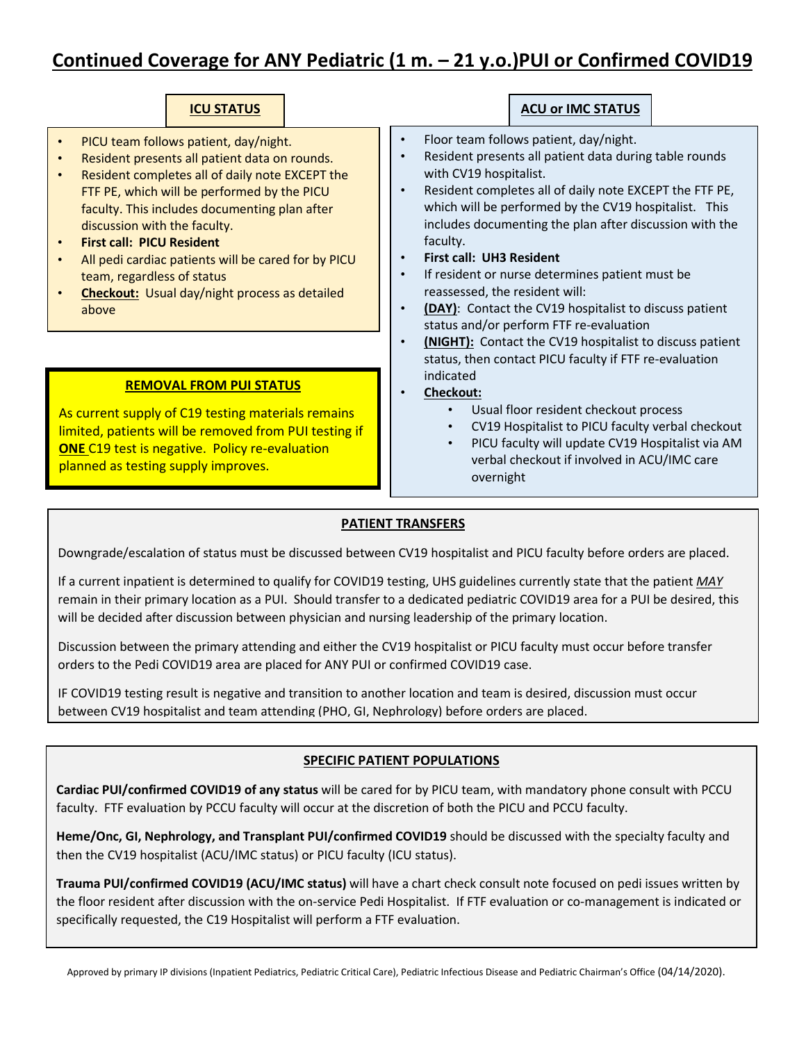# Continued Coverage for ANY Pediatric (1 m. – 21 y.o.)PUI or Confirmed COVID19

## ICU STATUS

- PICU team follows patient, day/night.
- Resident presents all patient data on rounds.
- Resident completes all of daily note EXCEPT the FTF PE, which will be performed by the PICU faculty. This includes documenting plan after discussion with the faculty.
- **First call: PICU Resident**
- All pedi cardiac patients will be cared for by PICU team, regardless of status
- **Checkout:** Usual day/night process as detailed above

## ACU or IMC STATUS

- Floor team follows patient, day/night.
- Resident presents all patient data during table rounds with CV19 hospitalist.
- Resident completes all of daily note EXCEPT the FTF PE, which will be performed by the CV19 hospitalist. This includes documenting the plan after discussion with the faculty.
- **First call: UH3 Resident**
- If resident or nurse determines patient must be reassessed, the resident will:
- **(DAY)**: Contact the CV19 hospitalist to discuss patient status and/or perform FTF re-evaluation
- **(NIGHT):** Contact the CV19 hospitalist to discuss patient status, then contact PICU faculty if FTF re-evaluation indicated
- **Checkout:**
  - Usual floor resident checkout process
  - CV19 Hospitalist to PICU faculty verbal checkout
  - PICU faculty will update CV19 Hospitalist via AM verbal checkout if involved in ACU/IMC care overnight

## REMOVAL FROM PUI STATUS

As current supply of C19 testing materials remains limited, patients will be removed from PUI testing if **ONE** C19 test is negative. Policy re-evaluation planned as testing supply improves.

## PATIENT TRANSFERS

Downgrade/escalation of status must be discussed between CV19 hospitalist and PICU faculty before orders are placed.

If a current inpatient is determined to qualify for COVID19 testing, UHS guidelines currently state that the patient ***MAY*** remain in their primary location as a PUI. Should transfer to a dedicated pediatric COVID19 area for a PUI be desired, this will be decided after discussion between physician and nursing leadership of the primary location.

Discussion between the primary attending and either the CV19 hospitalist or PICU faculty must occur before transfer orders to the Pedi COVID19 area are placed for ANY PUI or confirmed COVID19 case.

IF COVID19 testing result is negative and transition to another location and team is desired, discussion must occur between CV19 hospitalist and team attending (PHO, GI, Nephrology) before orders are placed.

## SPECIFIC PATIENT POPULATIONS

**Cardiac PUI/confirmed COVID19 of any status** will be cared for by PICU team, with mandatory phone consult with PCCU faculty. FTF evaluation by PCCU faculty will occur at the discretion of both the PICU and PCCU faculty.

**Heme/Onc, GI, Nephrology, and Transplant PUI/confirmed COVID19** should be discussed with the specialty faculty and then the CV19 hospitalist (ACU/IMC status) or PICU faculty (ICU status).

**Trauma PUI/confirmed COVID19 (ACU/IMC status)** will have a chart check consult note focused on pedi issues written by the floor resident after discussion with the on-service Pedi Hospitalist. If FTF evaluation or co-management is indicated or specifically requested, the C19 Hospitalist will perform a FTF evaluation.

Approved by primary IP divisions (Inpatient Pediatrics, Pediatric Critical Care), Pediatric Infectious Disease and Pediatric Chairman's Office (04/14/2020).